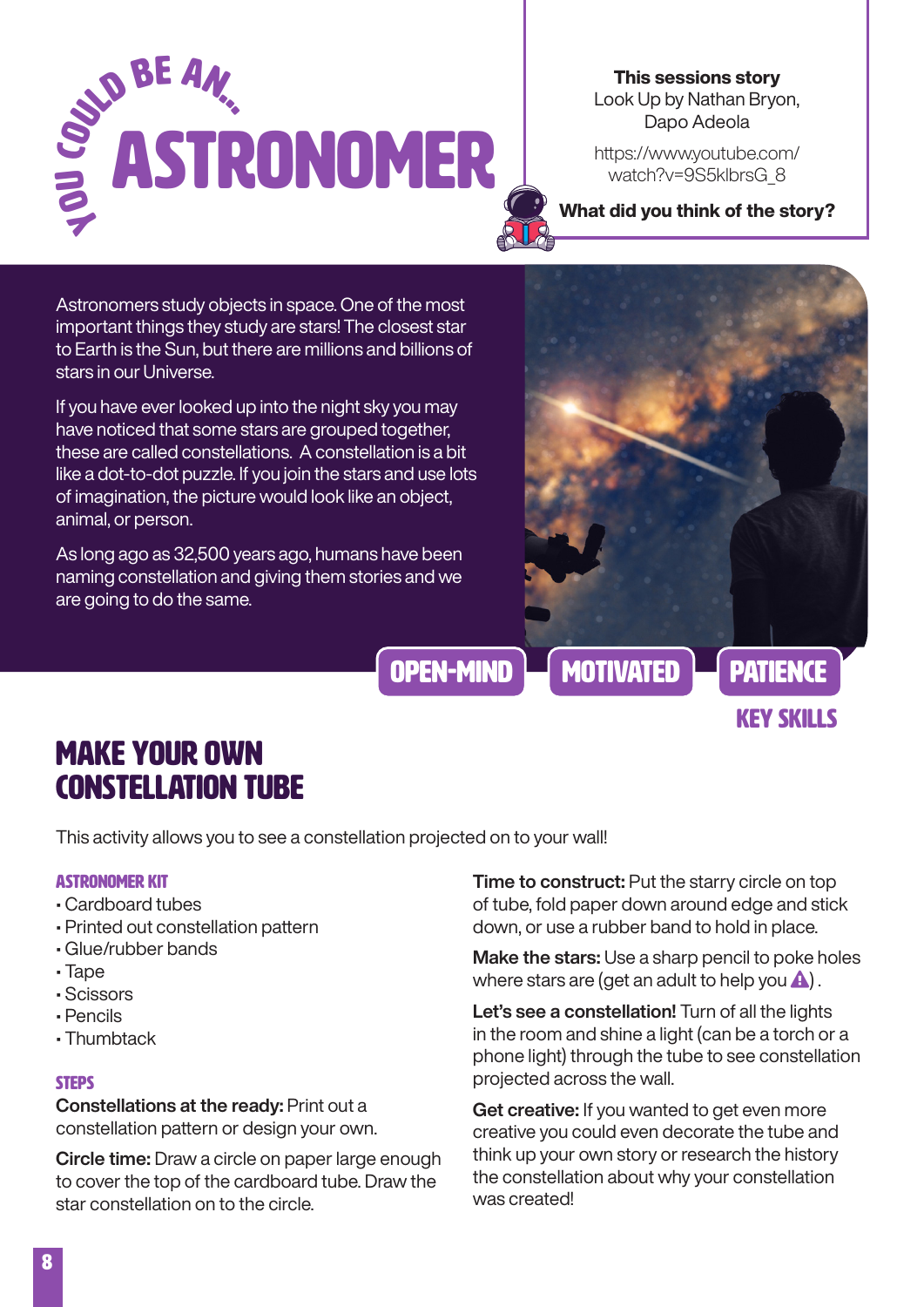# YOU COULD BE AN... ASTRONOMER

**This sessions story**
Look Up by Nathan Bryon, Dapo Adeola

https://www.youtube.com/watch?v=9S5klbrsG_8

**What did you think of the story?**

Astronomers study objects in space. One of the most important things they study are stars! The closest star to Earth is the Sun, but there are millions and billions of stars in our Universe.

If you have ever looked up into the night sky you may have noticed that some stars are grouped together, these are called constellations. A constellation is a bit like a dot-to-dot puzzle. If you join the stars and use lots of imagination, the picture would look like an object, animal, or person.

As long ago as 32,500 years ago, humans have been naming constellation and giving them stories and we are going to do the same.

OPEN-MIND | MOTIVATED | PATIENCE

KEY SKILLS

## MAKE YOUR OWN CONSTELLATION TUBE

This activity allows you to see a constellation projected on to your wall!

### ASTRONOMER KIT

- Cardboard tubes
- Printed out constellation pattern
- Glue/rubber bands
- Tape
- Scissors
- Pencils
- Thumbtack

### STEPS

**Constellations at the ready:** Print out a constellation pattern or design your own.

**Circle time:** Draw a circle on paper large enough to cover the top of the cardboard tube. Draw the star constellation on to the circle.

**Time to construct:** Put the starry circle on top of tube, fold paper down around edge and stick down, or use a rubber band to hold in place.

**Make the stars:** Use a sharp pencil to poke holes where stars are (get an adult to help you ⚠).

**Let's see a constellation!** Turn of all the lights in the room and shine a light (can be a torch or a phone light) through the tube to see constellation projected across the wall.

**Get creative:** If you wanted to get even more creative you could even decorate the tube and think up your own story or research the history the constellation about why your constellation was created!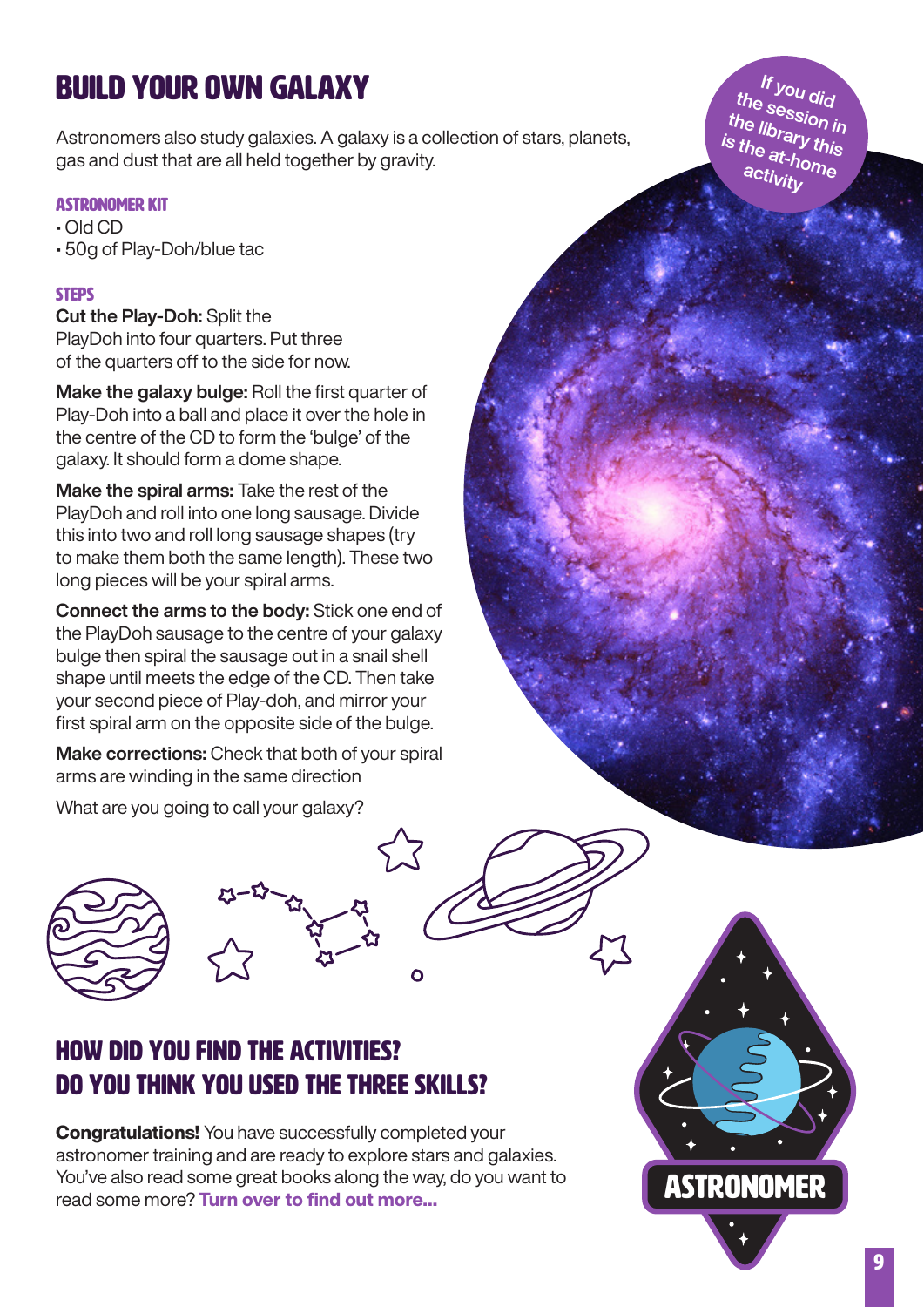# BUILD YOUR OWN GALAXY

If you did the session in the library this is the at-home activity

Astronomers also study galaxies. A galaxy is a collection of stars, planets, gas and dust that are all held together by gravity.

### ASTRONOMER KIT

- Old CD
- 50g of Play-Doh/blue tac

### STEPS

**Cut the Play-Doh:** Split the PlayDoh into four quarters. Put three of the quarters off to the side for now.

**Make the galaxy bulge:** Roll the first quarter of Play-Doh into a ball and place it over the hole in the centre of the CD to form the 'bulge' of the galaxy. It should form a dome shape.

**Make the spiral arms:** Take the rest of the PlayDoh and roll into one long sausage. Divide this into two and roll long sausage shapes (try to make them both the same length). These two long pieces will be your spiral arms.

**Connect the arms to the body:** Stick one end of the PlayDoh sausage to the centre of your galaxy bulge then spiral the sausage out in a snail shell shape until meets the edge of the CD. Then take your second piece of Play-doh, and mirror your first spiral arm on the opposite side of the bulge.

**Make corrections:** Check that both of your spiral arms are winding in the same direction

What are you going to call your galaxy?

## HOW DID YOU FIND THE ACTIVITIES? DO YOU THINK YOU USED THE THREE SKILLS?

**Congratulations!** You have successfully completed your astronomer training and are ready to explore stars and galaxies. You've also read some great books along the way, do you want to read some more? **Turn over to find out more...**

ASTRONOMER